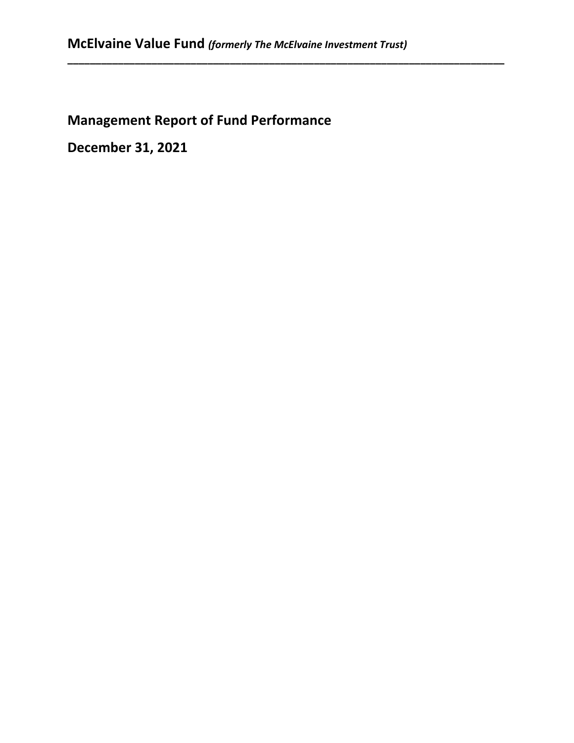# **McElvaine Value Fund** *(formerly The McElvaine Investment Trust)*

---

## Management Report of Fund Performance

## December 31, 2021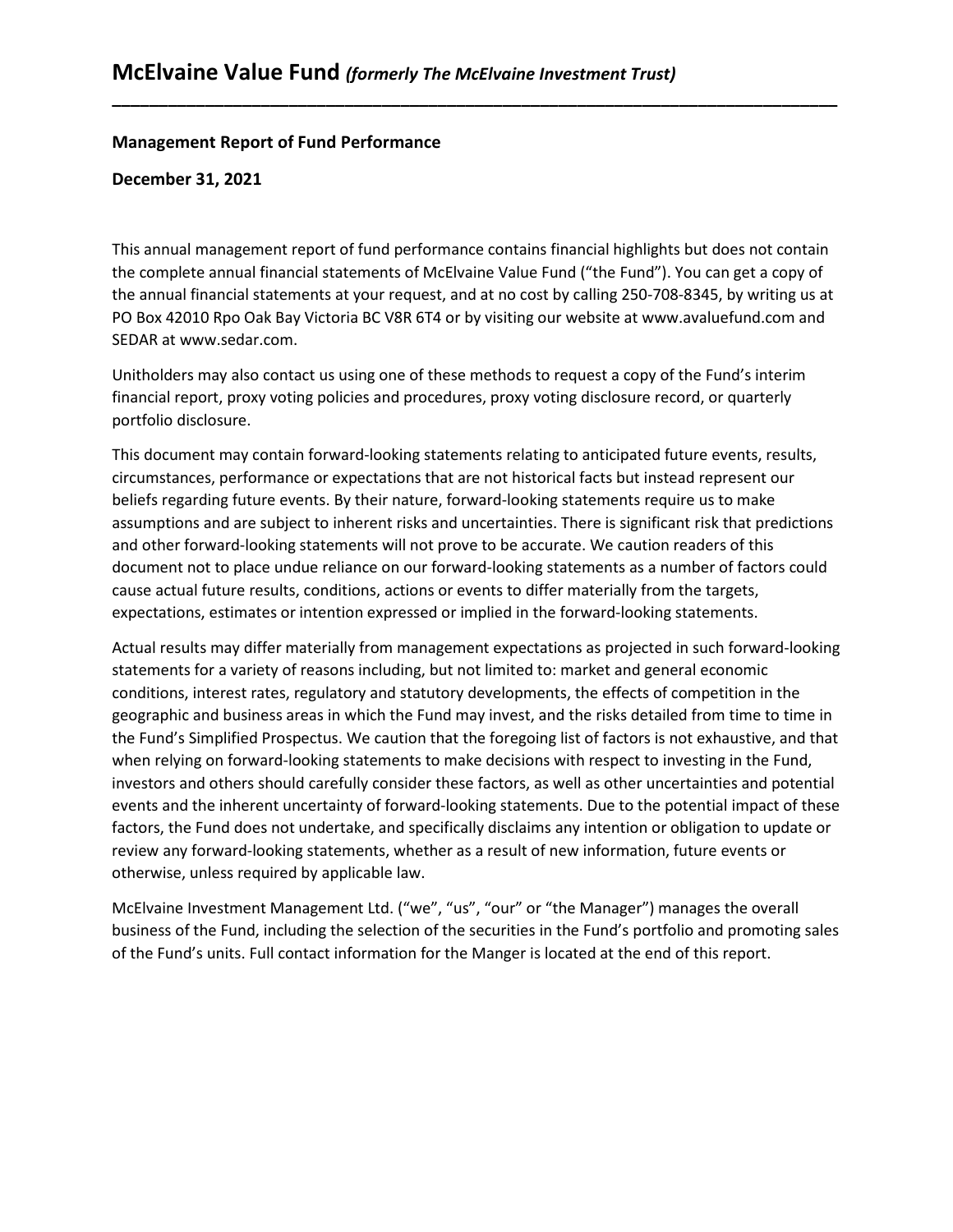# McElvaine Value Fund *(formerly The McElvaine Investment Trust)*

**Management Report of Fund Performance**

**December 31, 2021**

This annual management report of fund performance contains financial highlights but does not contain the complete annual financial statements of McElvaine Value Fund ("the Fund"). You can get a copy of the annual financial statements at your request, and at no cost by calling 250-708-8345, by writing us at PO Box 42010 Rpo Oak Bay Victoria BC V8R 6T4 or by visiting our website at www.avaluefund.com and SEDAR at www.sedar.com.

Unitholders may also contact us using one of these methods to request a copy of the Fund's interim financial report, proxy voting policies and procedures, proxy voting disclosure record, or quarterly portfolio disclosure.

This document may contain forward-looking statements relating to anticipated future events, results, circumstances, performance or expectations that are not historical facts but instead represent our beliefs regarding future events. By their nature, forward-looking statements require us to make assumptions and are subject to inherent risks and uncertainties. There is significant risk that predictions and other forward-looking statements will not prove to be accurate. We caution readers of this document not to place undue reliance on our forward-looking statements as a number of factors could cause actual future results, conditions, actions or events to differ materially from the targets, expectations, estimates or intention expressed or implied in the forward-looking statements.

Actual results may differ materially from management expectations as projected in such forward-looking statements for a variety of reasons including, but not limited to: market and general economic conditions, interest rates, regulatory and statutory developments, the effects of competition in the geographic and business areas in which the Fund may invest, and the risks detailed from time to time in the Fund's Simplified Prospectus. We caution that the foregoing list of factors is not exhaustive, and that when relying on forward-looking statements to make decisions with respect to investing in the Fund, investors and others should carefully consider these factors, as well as other uncertainties and potential events and the inherent uncertainty of forward-looking statements. Due to the potential impact of these factors, the Fund does not undertake, and specifically disclaims any intention or obligation to update or review any forward-looking statements, whether as a result of new information, future events or otherwise, unless required by applicable law.

McElvaine Investment Management Ltd. ("we", "us", "our" or "the Manager") manages the overall business of the Fund, including the selection of the securities in the Fund's portfolio and promoting sales of the Fund's units. Full contact information for the Manger is located at the end of this report.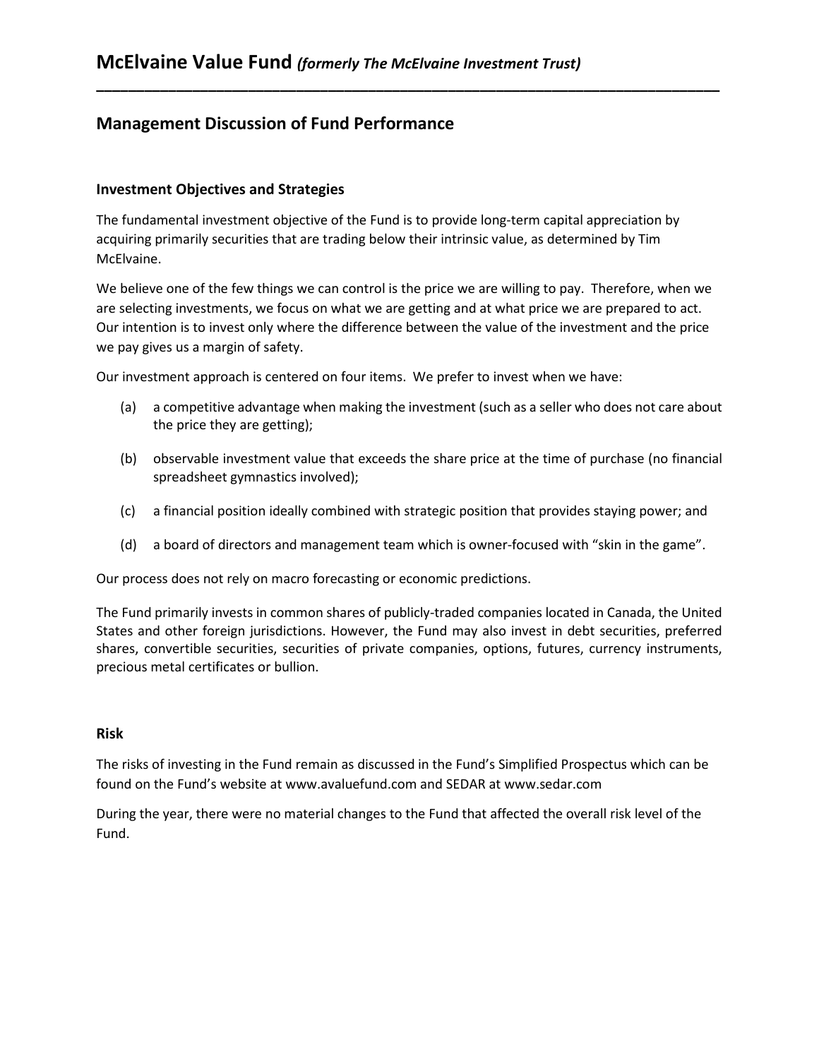# McElvaine Value Fund *(formerly The McElvaine Investment Trust)*

## Management Discussion of Fund Performance

### Investment Objectives and Strategies

The fundamental investment objective of the Fund is to provide long-term capital appreciation by acquiring primarily securities that are trading below their intrinsic value, as determined by Tim McElvaine.

We believe one of the few things we can control is the price we are willing to pay. Therefore, when we are selecting investments, we focus on what we are getting and at what price we are prepared to act. Our intention is to invest only where the difference between the value of the investment and the price we pay gives us a margin of safety.

Our investment approach is centered on four items. We prefer to invest when we have:

(a) a competitive advantage when making the investment (such as a seller who does not care about the price they are getting);

(b) observable investment value that exceeds the share price at the time of purchase (no financial spreadsheet gymnastics involved);

(c) a financial position ideally combined with strategic position that provides staying power; and

(d) a board of directors and management team which is owner-focused with "skin in the game".

Our process does not rely on macro forecasting or economic predictions.

The Fund primarily invests in common shares of publicly-traded companies located in Canada, the United States and other foreign jurisdictions. However, the Fund may also invest in debt securities, preferred shares, convertible securities, securities of private companies, options, futures, currency instruments, precious metal certificates or bullion.

### Risk

The risks of investing in the Fund remain as discussed in the Fund's Simplified Prospectus which can be found on the Fund's website at www.avaluefund.com and SEDAR at www.sedar.com

During the year, there were no material changes to the Fund that affected the overall risk level of the Fund.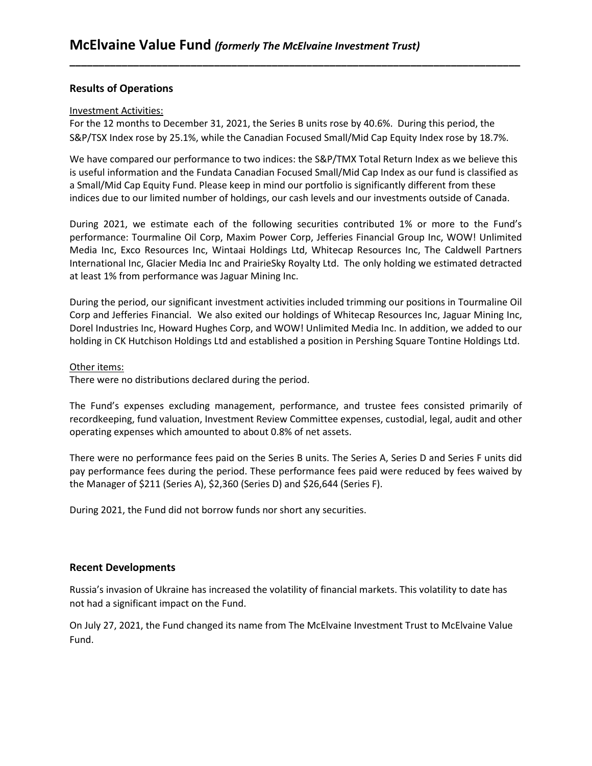# McElvaine Value Fund *(formerly The McElvaine Investment Trust)*

## Results of Operations

Investment Activities:

For the 12 months to December 31, 2021, the Series B units rose by 40.6%. During this period, the S&P/TSX Index rose by 25.1%, while the Canadian Focused Small/Mid Cap Equity Index rose by 18.7%.

We have compared our performance to two indices: the S&P/TMX Total Return Index as we believe this is useful information and the Fundata Canadian Focused Small/Mid Cap Index as our fund is classified as a Small/Mid Cap Equity Fund. Please keep in mind our portfolio is significantly different from these indices due to our limited number of holdings, our cash levels and our investments outside of Canada.

During 2021, we estimate each of the following securities contributed 1% or more to the Fund's performance: Tourmaline Oil Corp, Maxim Power Corp, Jefferies Financial Group Inc, WOW! Unlimited Media Inc, Exco Resources Inc, Wintaai Holdings Ltd, Whitecap Resources Inc, The Caldwell Partners International Inc, Glacier Media Inc and PrairieSky Royalty Ltd. The only holding we estimated detracted at least 1% from performance was Jaguar Mining Inc.

During the period, our significant investment activities included trimming our positions in Tourmaline Oil Corp and Jefferies Financial. We also exited our holdings of Whitecap Resources Inc, Jaguar Mining Inc, Dorel Industries Inc, Howard Hughes Corp, and WOW! Unlimited Media Inc. In addition, we added to our holding in CK Hutchison Holdings Ltd and established a position in Pershing Square Tontine Holdings Ltd.

Other items:

There were no distributions declared during the period.

The Fund's expenses excluding management, performance, and trustee fees consisted primarily of recordkeeping, fund valuation, Investment Review Committee expenses, custodial, legal, audit and other operating expenses which amounted to about 0.8% of net assets.

There were no performance fees paid on the Series B units. The Series A, Series D and Series F units did pay performance fees during the period. These performance fees paid were reduced by fees waived by the Manager of $211 (Series A), $2,360 (Series D) and $26,644 (Series F).

During 2021, the Fund did not borrow funds nor short any securities.

## Recent Developments

Russia's invasion of Ukraine has increased the volatility of financial markets. This volatility to date has not had a significant impact on the Fund.

On July 27, 2021, the Fund changed its name from The McElvaine Investment Trust to McElvaine Value Fund.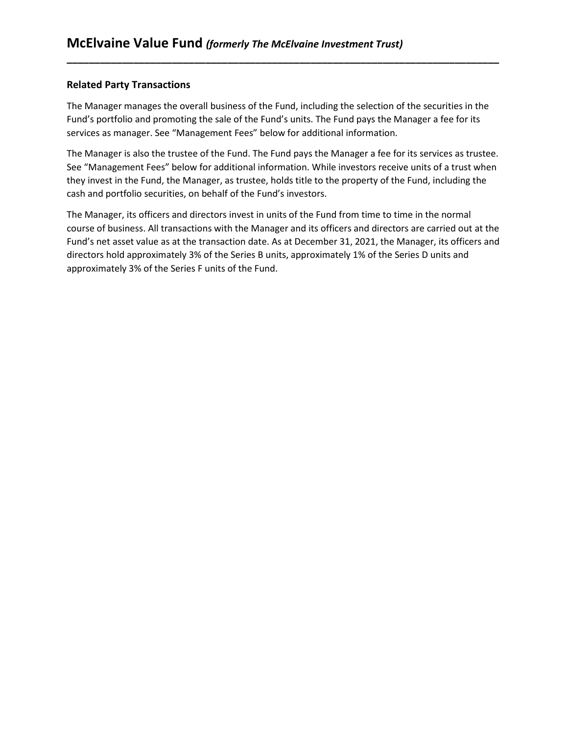## Related Party Transactions

The Manager manages the overall business of the Fund, including the selection of the securities in the Fund's portfolio and promoting the sale of the Fund's units. The Fund pays the Manager a fee for its services as manager. See "Management Fees" below for additional information.

The Manager is also the trustee of the Fund. The Fund pays the Manager a fee for its services as trustee. See "Management Fees" below for additional information. While investors receive units of a trust when they invest in the Fund, the Manager, as trustee, holds title to the property of the Fund, including the cash and portfolio securities, on behalf of the Fund's investors.

The Manager, its officers and directors invest in units of the Fund from time to time in the normal course of business. All transactions with the Manager and its officers and directors are carried out at the Fund's net asset value as at the transaction date. As at December 31, 2021, the Manager, its officers and directors hold approximately 3% of the Series B units, approximately 1% of the Series D units and approximately 3% of the Series F units of the Fund.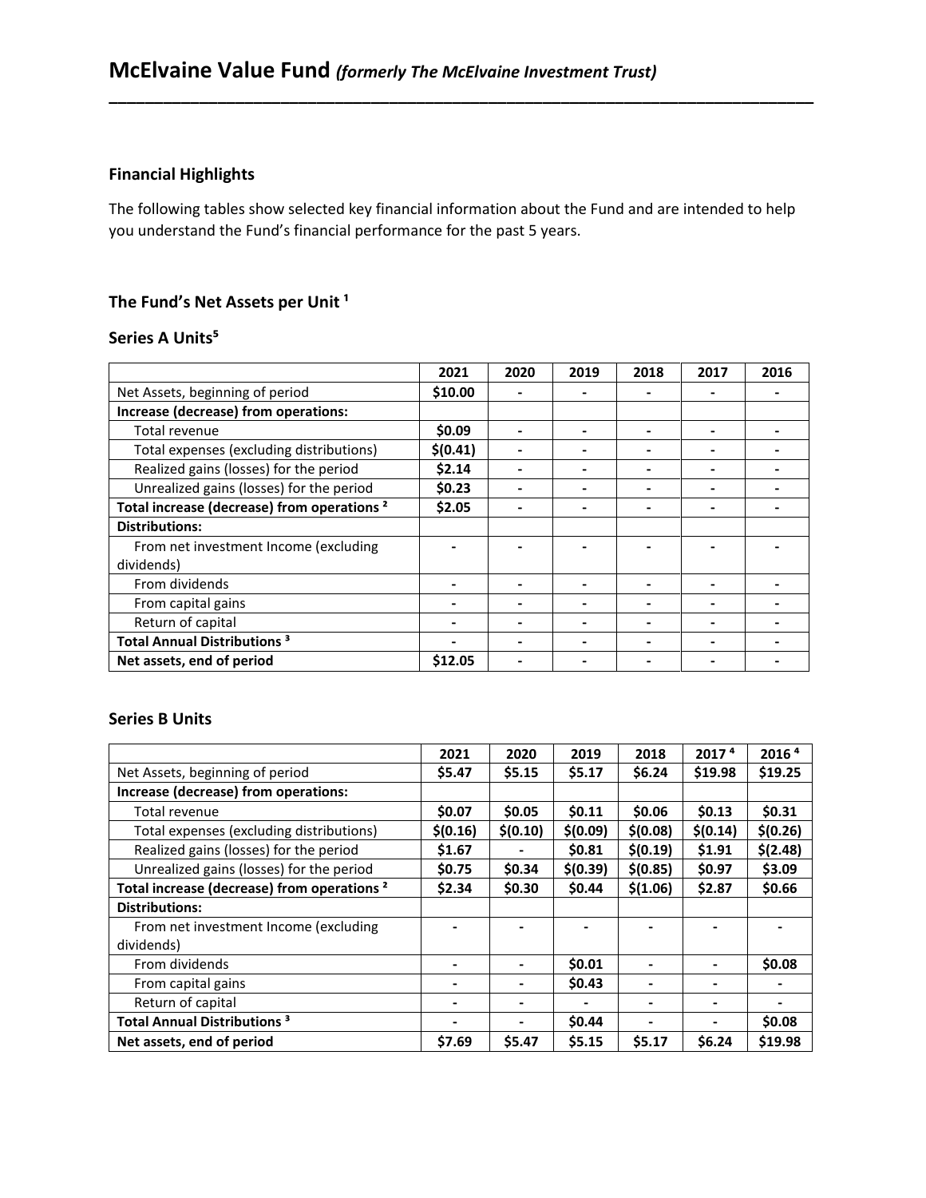# McElvaine Value Fund *(formerly The McElvaine Investment Trust)*

## Financial Highlights

The following tables show selected key financial information about the Fund and are intended to help you understand the Fund's financial performance for the past 5 years.

### The Fund's Net Assets per Unit [1]

### Series A Units[5]

| | 2021 | 2020 | 2019 | 2018 | 2017 | 2016 |
|---|---|---|---|---|---|---|
| Net Assets, beginning of period | **$10.00** | - | - | - | - | - |
| **Increase (decrease) from operations:** | | | | | | |
| Total revenue | **$0.09** | - | - | - | - | - |
| Total expenses (excluding distributions) | **$(0.41)** | - | - | - | - | - |
| Realized gains (losses) for the period | **$2.14** | - | - | - | - | - |
| Unrealized gains (losses) for the period | **$0.23** | - | - | - | - | - |
| **Total increase (decrease) from operations [2]** | **$2.05** | - | - | - | - | - |
| **Distributions:** | | | | | | |
| From net investment Income (excluding dividends) | - | - | - | - | - | - |
| From dividends | - | - | - | - | - | - |
| From capital gains | - | - | - | - | - | - |
| Return of capital | - | - | - | - | - | - |
| **Total Annual Distributions [3]** | - | - | - | - | - | - |
| **Net assets, end of period** | **$12.05** | - | - | - | - | - |

### Series B Units

| | 2021 | 2020 | 2019 | 2018 | 2017 [4] | 2016 [4] |
|---|---|---|---|---|---|---|
| Net Assets, beginning of period | **$5.47** | **$5.15** | **$5.17** | **$6.24** | **$19.98** | **$19.25** |
| **Increase (decrease) from operations:** | | | | | | |
| Total revenue | **$0.07** | **$0.05** | **$0.11** | **$0.06** | **$0.13** | **$0.31** |
| Total expenses (excluding distributions) | **$(0.16)** | **$(0.10)** | **$(0.09)** | **$(0.08)** | **$(0.14)** | **$(0.26)** |
| Realized gains (losses) for the period | **$1.67** | - | **$0.81** | **$(0.19)** | **$1.91** | **$(2.48)** |
| Unrealized gains (losses) for the period | **$0.75** | **$0.34** | **$(0.39)** | **$(0.85)** | **$0.97** | **$3.09** |
| **Total increase (decrease) from operations [2]** | **$2.34** | **$0.30** | **$0.44** | **$(1.06)** | **$2.87** | **$0.66** |
| **Distributions:** | | | | | | |
| From net investment Income (excluding dividends) | - | - | - | - | - | - |
| From dividends | - | - | **$0.01** | - | - | **$0.08** |
| From capital gains | - | - | **$0.43** | - | - | - |
| Return of capital | - | - | - | - | - | - |
| **Total Annual Distributions [3]** | - | - | **$0.44** | - | - | **$0.08** |
| **Net assets, end of period** | **$7.69** | **$5.47** | **$5.15** | **$5.17** | **$6.24** | **$19.98** |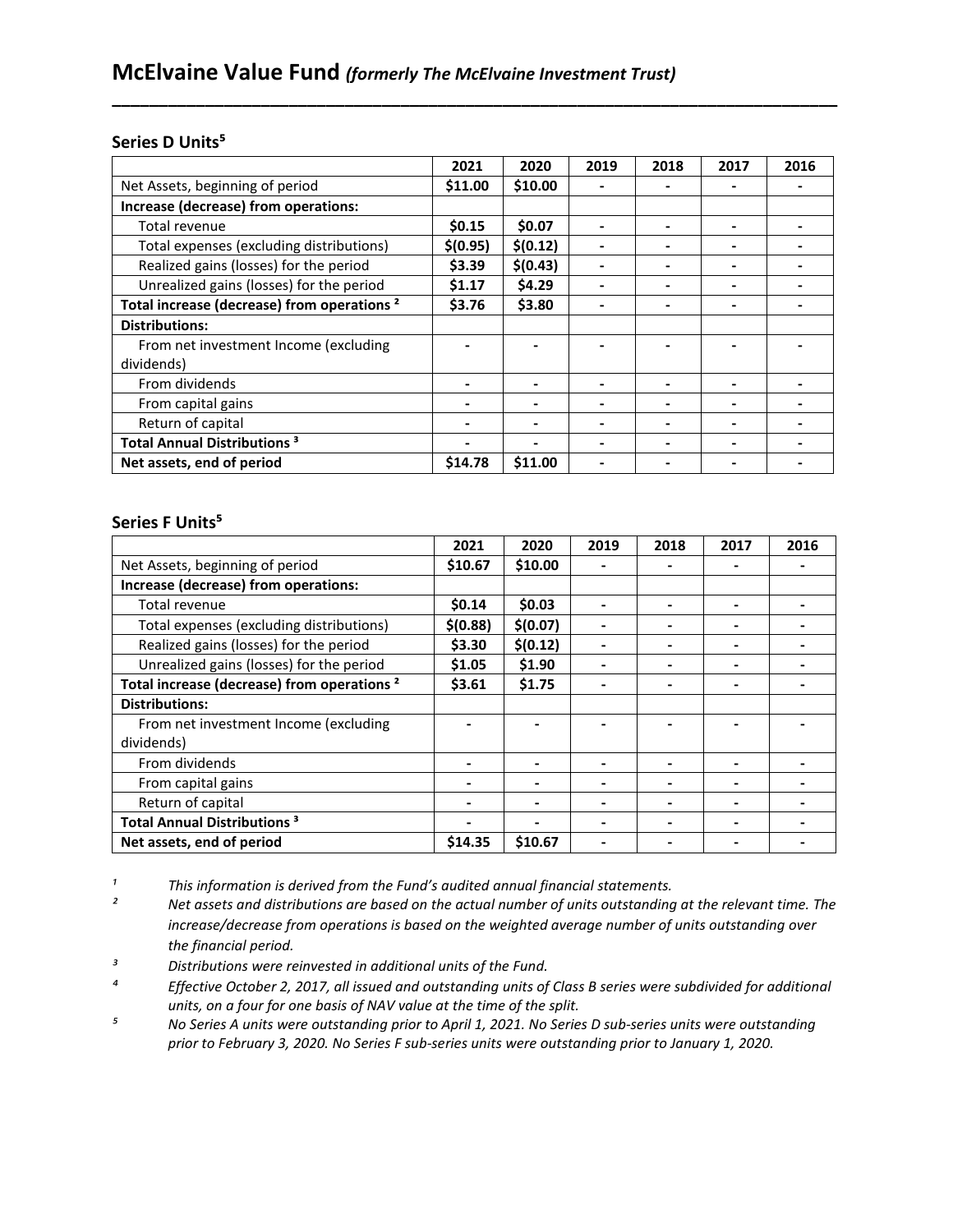# McElvaine Value Fund *(formerly The McElvaine Investment Trust)*

### Series D Units[5]

| | 2021 | 2020 | 2019 | 2018 | 2017 | 2016 |
|---|---|---|---|---|---|---|
| Net Assets, beginning of period | **$11.00** | **$10.00** | - | - | - | - |
| **Increase (decrease) from operations:** | | | | | | |
| Total revenue | **$0.15** | **$0.07** | - | - | - | - |
| Total expenses (excluding distributions) | **$(0.95)** | **$(0.12)** | - | - | - | - |
| Realized gains (losses) for the period | **$3.39** | **$(0.43)** | - | - | - | - |
| Unrealized gains (losses) for the period | **$1.17** | **$4.29** | - | - | - | - |
| **Total increase (decrease) from operations [2]** | **$3.76** | **$3.80** | - | - | - | - |
| **Distributions:** | | | | | | |
| From net investment Income (excluding dividends) | - | - | - | - | - | - |
| From dividends | - | - | - | - | - | - |
| From capital gains | - | - | - | - | - | - |
| Return of capital | - | - | - | - | - | - |
| **Total Annual Distributions [3]** | - | - | - | - | - | - |
| **Net assets, end of period** | **$14.78** | **$11.00** | - | - | - | - |

### Series F Units[5]

| | 2021 | 2020 | 2019 | 2018 | 2017 | 2016 |
|---|---|---|---|---|---|---|
| Net Assets, beginning of period | **$10.67** | **$10.00** | - | - | - | - |
| **Increase (decrease) from operations:** | | | | | | |
| Total revenue | **$0.14** | **$0.03** | - | - | - | - |
| Total expenses (excluding distributions) | **$(0.88)** | **$(0.07)** | - | - | - | - |
| Realized gains (losses) for the period | **$3.30** | **$(0.12)** | - | - | - | - |
| Unrealized gains (losses) for the period | **$1.05** | **$1.90** | - | - | - | - |
| **Total increase (decrease) from operations [2]** | **$3.61** | **$1.75** | - | - | - | - |
| **Distributions:** | | | | | | |
| From net investment Income (excluding dividends) | - | - | - | - | - | - |
| From dividends | - | - | - | - | - | - |
| From capital gains | - | - | - | - | - | - |
| Return of capital | - | - | - | - | - | - |
| **Total Annual Distributions [3]** | - | - | - | - | - | - |
| **Net assets, end of period** | **$14.35** | **$10.67** | - | - | - | - |

[1] *This information is derived from the Fund's audited annual financial statements.*

[2] *Net assets and distributions are based on the actual number of units outstanding at the relevant time. The increase/decrease from operations is based on the weighted average number of units outstanding over the financial period.*

[3] *Distributions were reinvested in additional units of the Fund.*

[4] *Effective October 2, 2017, all issued and outstanding units of Class B series were subdivided for additional units, on a four for one basis of NAV value at the time of the split.*

[5] *No Series A units were outstanding prior to April 1, 2021. No Series D sub-series units were outstanding prior to February 3, 2020. No Series F sub-series units were outstanding prior to January 1, 2020.*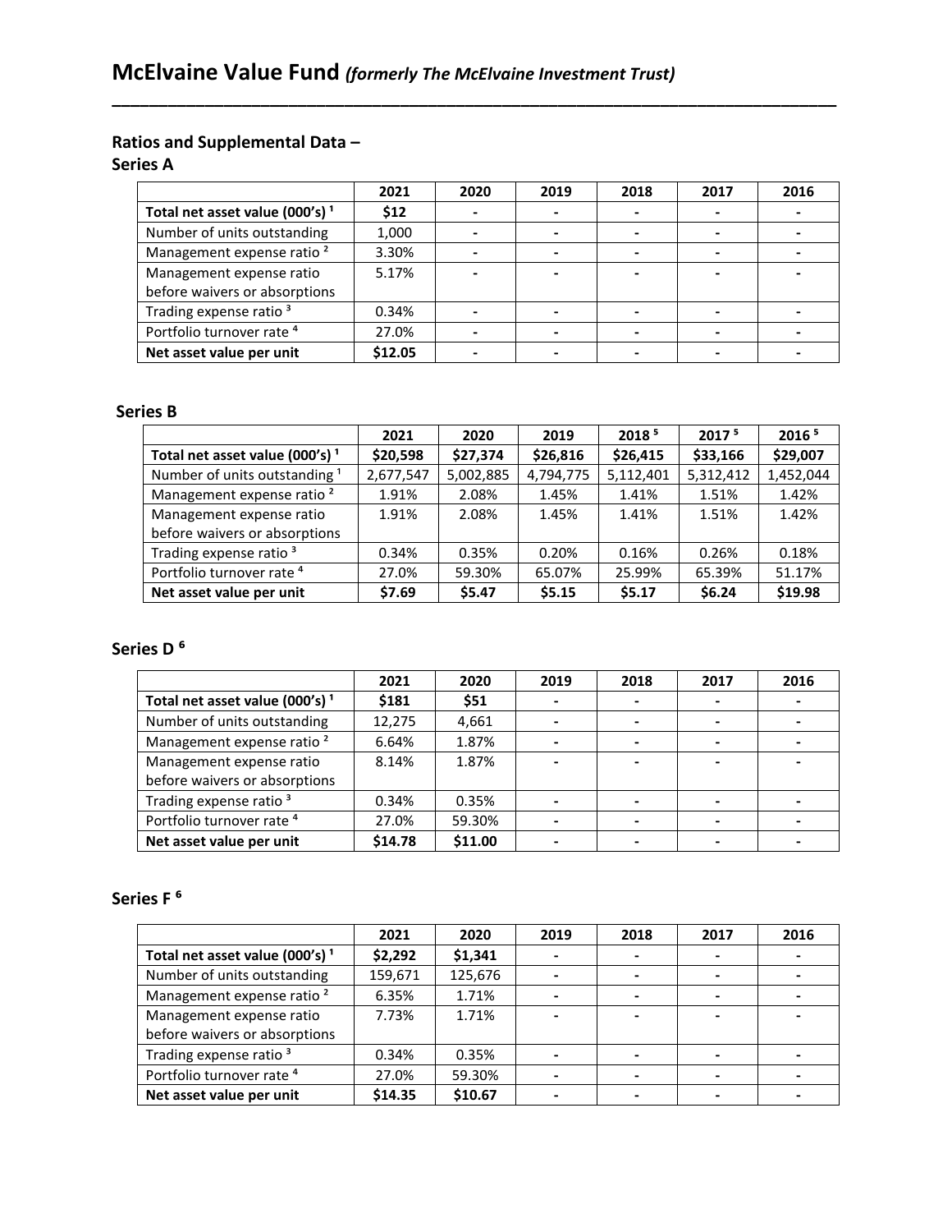# McElvaine Value Fund *(formerly The McElvaine Investment Trust)*

## Ratios and Supplemental Data – Series A

| | 2021 | 2020 | 2019 | 2018 | 2017 | 2016 |
|---|---|---|---|---|---|---|
| **Total net asset value (000's) [1]** | **$12** | - | - | - | - | - |
| Number of units outstanding | 1,000 | - | - | - | - | - |
| Management expense ratio [2] | 3.30% | - | - | - | - | - |
| Management expense ratio before waivers or absorptions | 5.17% | - | - | - | - | - |
| Trading expense ratio [3] | 0.34% | - | - | - | - | - |
| Portfolio turnover rate [4] | 27.0% | - | - | - | - | - |
| **Net asset value per unit** | **$12.05** | - | - | - | - | - |

## Series B

| | 2021 | 2020 | 2019 | 2018 [5] | 2017 [5] | 2016 [5] |
|---|---|---|---|---|---|---|
| **Total net asset value (000's) [1]** | **$20,598** | **$27,374** | **$26,816** | **$26,415** | **$33,166** | **$29,007** |
| Number of units outstanding [1] | 2,677,547 | 5,002,885 | 4,794,775 | 5,112,401 | 5,312,412 | 1,452,044 |
| Management expense ratio [2] | 1.91% | 2.08% | 1.45% | 1.41% | 1.51% | 1.42% |
| Management expense ratio before waivers or absorptions | 1.91% | 2.08% | 1.45% | 1.41% | 1.51% | 1.42% |
| Trading expense ratio [3] | 0.34% | 0.35% | 0.20% | 0.16% | 0.26% | 0.18% |
| Portfolio turnover rate [4] | 27.0% | 59.30% | 65.07% | 25.99% | 65.39% | 51.17% |
| **Net asset value per unit** | **$7.69** | **$5.47** | **$5.15** | **$5.17** | **$6.24** | **$19.98** |

## Series D [6]

| | 2021 | 2020 | 2019 | 2018 | 2017 | 2016 |
|---|---|---|---|---|---|---|
| **Total net asset value (000's) [1]** | **$181** | **$51** | - | - | - | - |
| Number of units outstanding | 12,275 | 4,661 | - | - | - | - |
| Management expense ratio [2] | 6.64% | 1.87% | - | - | - | - |
| Management expense ratio before waivers or absorptions | 8.14% | 1.87% | - | - | - | - |
| Trading expense ratio [3] | 0.34% | 0.35% | - | - | - | - |
| Portfolio turnover rate [4] | 27.0% | 59.30% | - | - | - | - |
| **Net asset value per unit** | **$14.78** | **$11.00** | - | - | - | - |

## Series F [6]

| | 2021 | 2020 | 2019 | 2018 | 2017 | 2016 |
|---|---|---|---|---|---|---|
| **Total net asset value (000's) [1]** | **$2,292** | **$1,341** | - | - | - | - |
| Number of units outstanding | 159,671 | 125,676 | - | - | - | - |
| Management expense ratio [2] | 6.35% | 1.71% | - | - | - | - |
| Management expense ratio before waivers or absorptions | 7.73% | 1.71% | - | - | - | - |
| Trading expense ratio [3] | 0.34% | 0.35% | - | - | - | - |
| Portfolio turnover rate [4] | 27.0% | 59.30% | - | - | - | - |
| **Net asset value per unit** | **$14.35** | **$10.67** | - | - | - | - |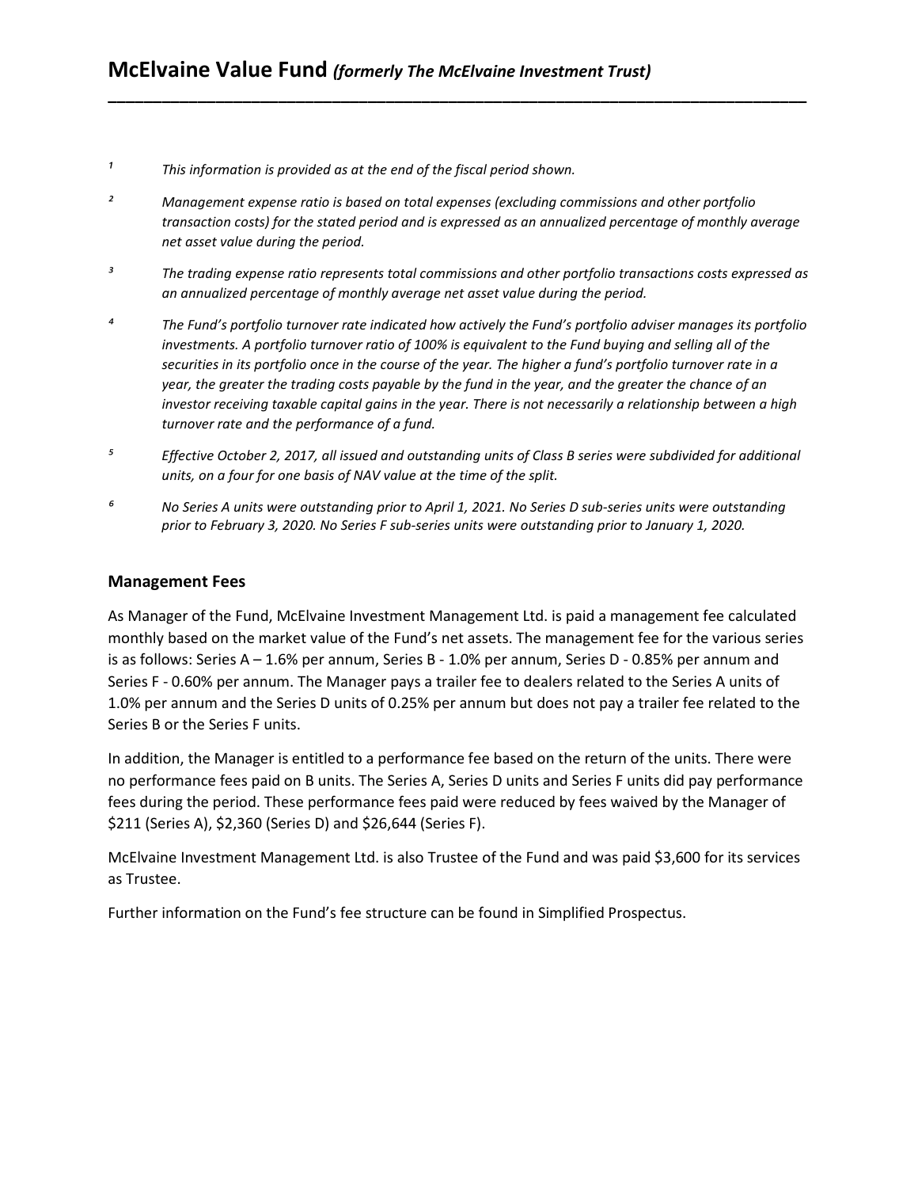[1] This information is provided as at the end of the fiscal period shown.

[2] Management expense ratio is based on total expenses (excluding commissions and other portfolio transaction costs) for the stated period and is expressed as an annualized percentage of monthly average net asset value during the period.

[3] The trading expense ratio represents total commissions and other portfolio transactions costs expressed as an annualized percentage of monthly average net asset value during the period.

[4] The Fund's portfolio turnover rate indicated how actively the Fund's portfolio adviser manages its portfolio investments. A portfolio turnover ratio of 100% is equivalent to the Fund buying and selling all of the securities in its portfolio once in the course of the year. The higher a fund's portfolio turnover rate in a year, the greater the trading costs payable by the fund in the year, and the greater the chance of an investor receiving taxable capital gains in the year. There is not necessarily a relationship between a high turnover rate and the performance of a fund.

[5] Effective October 2, 2017, all issued and outstanding units of Class B series were subdivided for additional units, on a four for one basis of NAV value at the time of the split.

[6] No Series A units were outstanding prior to April 1, 2021. No Series D sub-series units were outstanding prior to February 3, 2020. No Series F sub-series units were outstanding prior to January 1, 2020.

### Management Fees

As Manager of the Fund, McElvaine Investment Management Ltd. is paid a management fee calculated monthly based on the market value of the Fund's net assets. The management fee for the various series is as follows: Series A – 1.6% per annum, Series B - 1.0% per annum, Series D - 0.85% per annum and Series F - 0.60% per annum. The Manager pays a trailer fee to dealers related to the Series A units of 1.0% per annum and the Series D units of 0.25% per annum but does not pay a trailer fee related to the Series B or the Series F units.

In addition, the Manager is entitled to a performance fee based on the return of the units. There were no performance fees paid on B units. The Series A, Series D units and Series F units did pay performance fees during the period. These performance fees paid were reduced by fees waived by the Manager of $211 (Series A), $2,360 (Series D) and $26,644 (Series F).

McElvaine Investment Management Ltd. is also Trustee of the Fund and was paid $3,600 for its services as Trustee.

Further information on the Fund's fee structure can be found in Simplified Prospectus.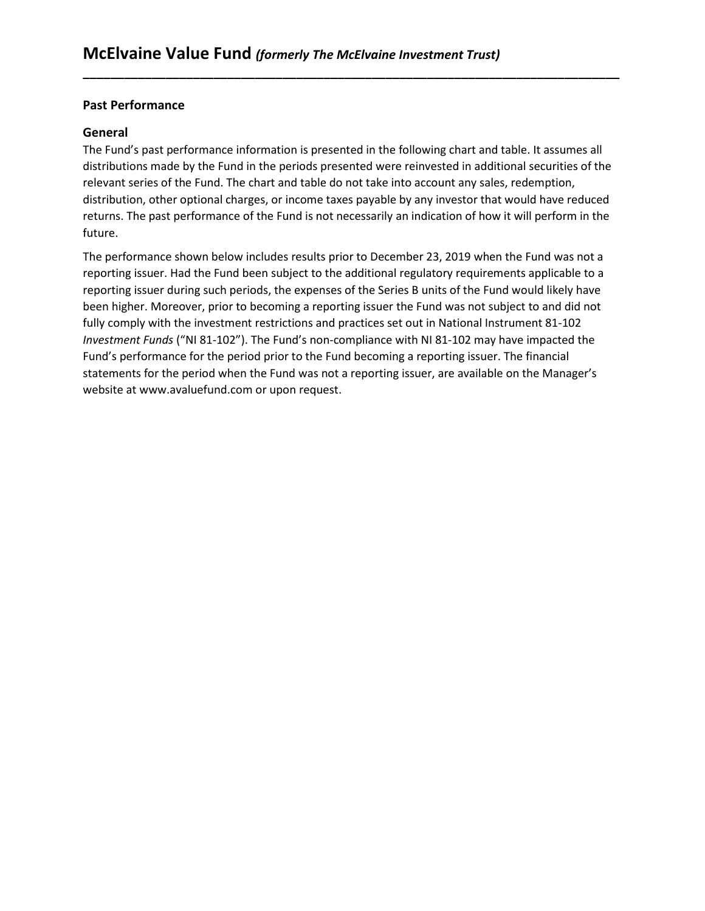## Past Performance

### General

The Fund's past performance information is presented in the following chart and table. It assumes all distributions made by the Fund in the periods presented were reinvested in additional securities of the relevant series of the Fund. The chart and table do not take into account any sales, redemption, distribution, other optional charges, or income taxes payable by any investor that would have reduced returns. The past performance of the Fund is not necessarily an indication of how it will perform in the future.

The performance shown below includes results prior to December 23, 2019 when the Fund was not a reporting issuer. Had the Fund been subject to the additional regulatory requirements applicable to a reporting issuer during such periods, the expenses of the Series B units of the Fund would likely have been higher. Moreover, prior to becoming a reporting issuer the Fund was not subject to and did not fully comply with the investment restrictions and practices set out in National Instrument 81-102 *Investment Funds* ("NI 81-102"). The Fund's non-compliance with NI 81-102 may have impacted the Fund's performance for the period prior to the Fund becoming a reporting issuer. The financial statements for the period when the Fund was not a reporting issuer, are available on the Manager's website at www.avaluefund.com or upon request.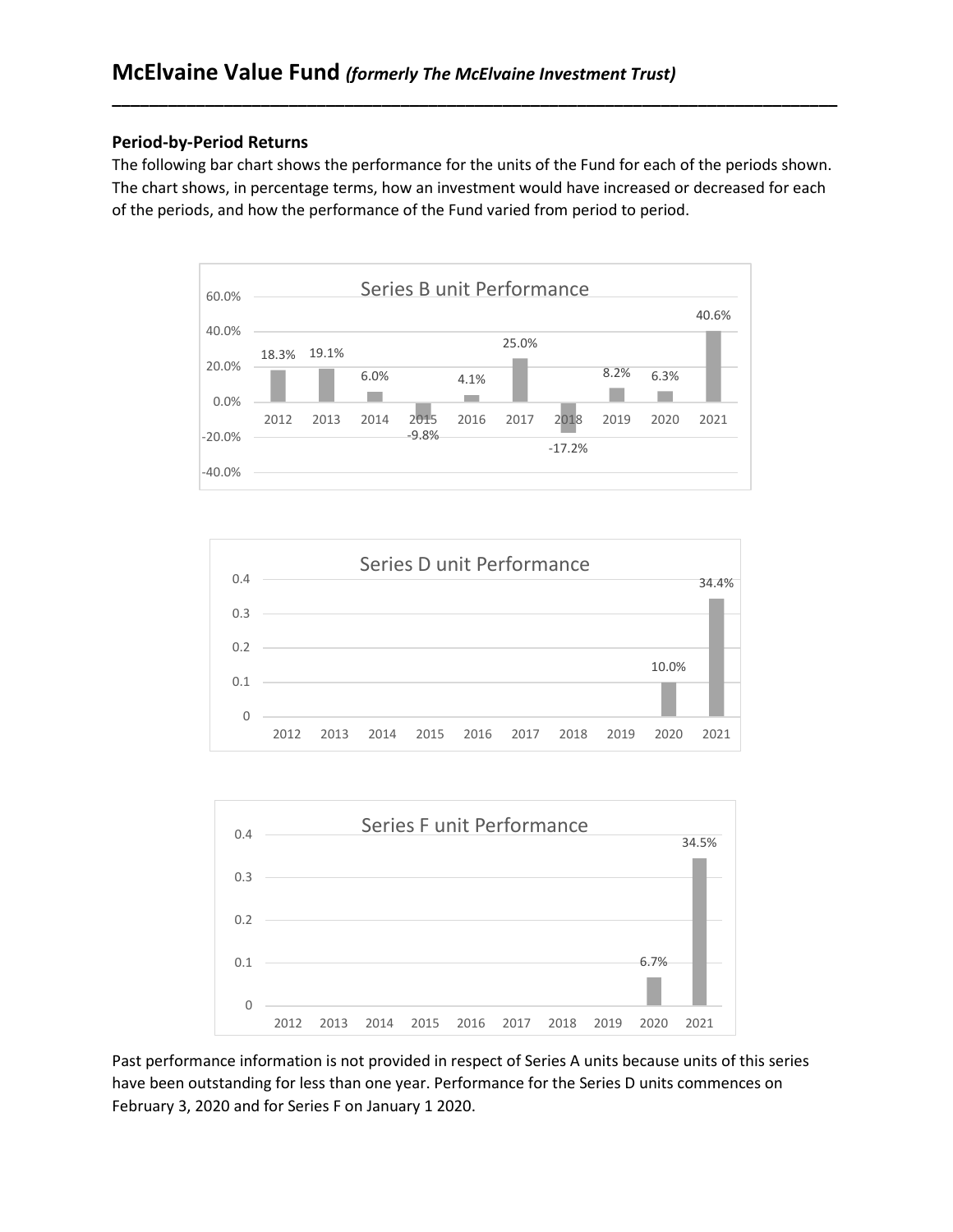# McElvaine Value Fund *(formerly The McElvaine Investment Trust)*

### Period-by-Period Returns

The following bar chart shows the performance for the units of the Fund for each of the periods shown. The chart shows, in percentage terms, how an investment would have increased or decreased for each of the periods, and how the performance of the Fund varied from period to period.

**Series B unit Performance**

| 2012 | 2013 | 2014 | 2015 | 2016 | 2017 | 2018 | 2019 | 2020 | 2021 |
|---|---|---|---|---|---|---|---|---|---|
| 18.3% | 19.1% | 6.0% | -9.8% | 4.1% | 25.0% | -17.2% | 8.2% | 6.3% | 40.6% |

**Series D unit Performance**

| 2012 | 2013 | 2014 | 2015 | 2016 | 2017 | 2018 | 2019 | 2020 | 2021 |
|---|---|---|---|---|---|---|---|---|---|
| | | | | | | | | 10.0% | 34.4% |

**Series F unit Performance**

| 2012 | 2013 | 2014 | 2015 | 2016 | 2017 | 2018 | 2019 | 2020 | 2021 |
|---|---|---|---|---|---|---|---|---|---|
| | | | | | | | | 6.7% | 34.5% |

Past performance information is not provided in respect of Series A units because units of this series have been outstanding for less than one year. Performance for the Series D units commences on February 3, 2020 and for Series F on January 1 2020.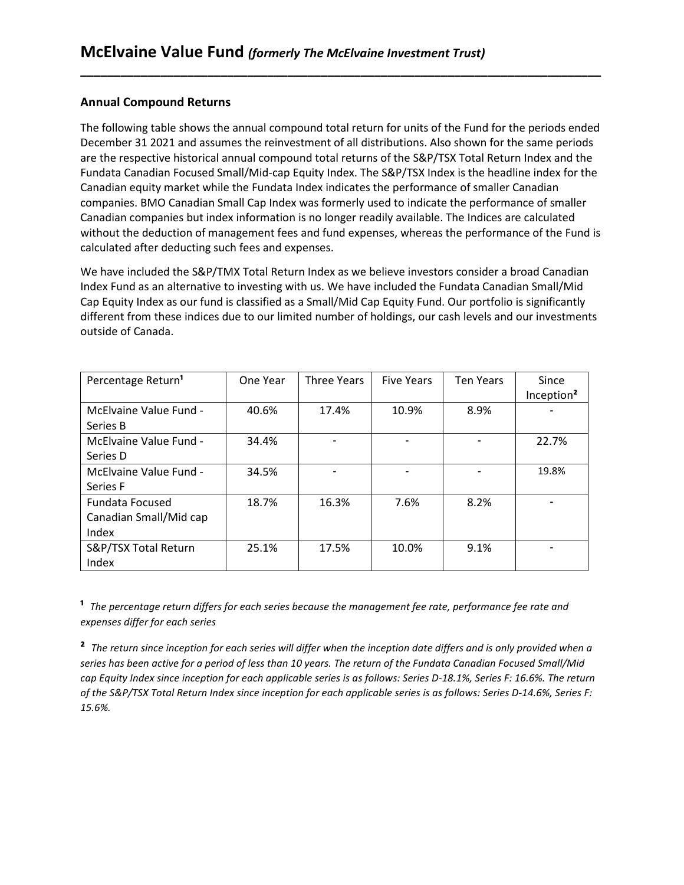# McElvaine Value Fund *(formerly The McElvaine Investment Trust)*

## Annual Compound Returns

The following table shows the annual compound total return for units of the Fund for the periods ended December 31 2021 and assumes the reinvestment of all distributions. Also shown for the same periods are the respective historical annual compound total returns of the S&P/TSX Total Return Index and the Fundata Canadian Focused Small/Mid-cap Equity Index. The S&P/TSX Index is the headline index for the Canadian equity market while the Fundata Index indicates the performance of smaller Canadian companies. BMO Canadian Small Cap Index was formerly used to indicate the performance of smaller Canadian companies but index information is no longer readily available. The Indices are calculated without the deduction of management fees and fund expenses, whereas the performance of the Fund is calculated after deducting such fees and expenses.

We have included the S&P/TMX Total Return Index as we believe investors consider a broad Canadian Index Fund as an alternative to investing with us. We have included the Fundata Canadian Small/Mid Cap Equity Index as our fund is classified as a Small/Mid Cap Equity Fund. Our portfolio is significantly different from these indices due to our limited number of holdings, our cash levels and our investments outside of Canada.

| Percentage Return[1] | One Year | Three Years | Five Years | Ten Years | Since Inception[2] |
|---|---|---|---|---|---|
| McElvaine Value Fund - Series B | 40.6% | 17.4% | 10.9% | 8.9% | - |
| McElvaine Value Fund - Series D | 34.4% | - | - | - | 22.7% |
| McElvaine Value Fund - Series F | 34.5% | - | - | - | 19.8% |
| Fundata Focused Canadian Small/Mid cap Index | 18.7% | 16.3% | 7.6% | 8.2% | - |
| S&P/TSX Total Return Index | 25.1% | 17.5% | 10.0% | 9.1% | - |

[1] *The percentage return differs for each series because the management fee rate, performance fee rate and expenses differ for each series*

[2] *The return since inception for each series will differ when the inception date differs and is only provided when a series has been active for a period of less than 10 years. The return of the Fundata Canadian Focused Small/Mid cap Equity Index since inception for each applicable series is as follows: Series D-18.1%, Series F: 16.6%. The return of the S&P/TSX Total Return Index since inception for each applicable series is as follows: Series D-14.6%, Series F: 15.6%.*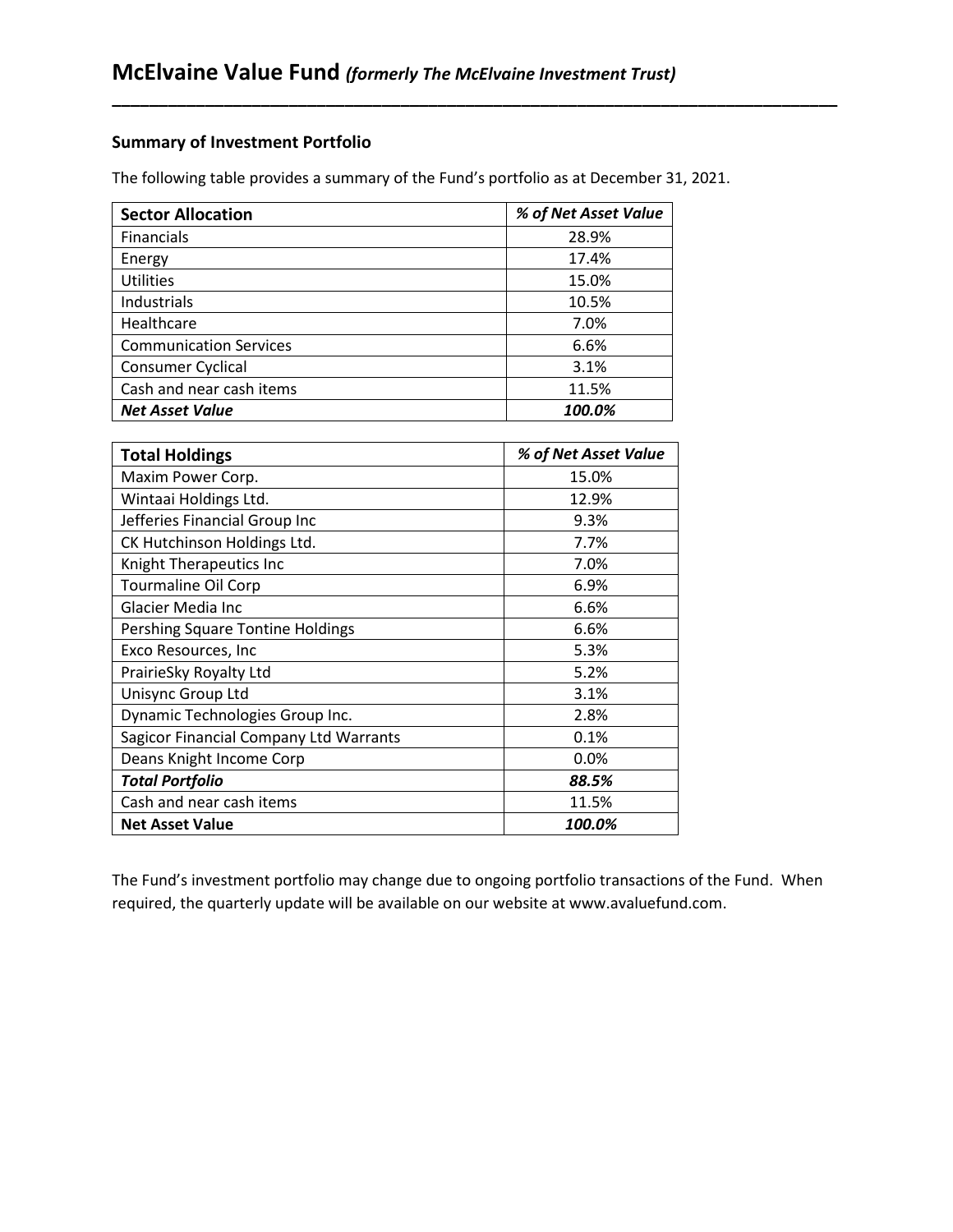# McElvaine Value Fund *(formerly The McElvaine Investment Trust)*

### Summary of Investment Portfolio

The following table provides a summary of the Fund's portfolio as at December 31, 2021.

| **Sector Allocation** | ***% of Net Asset Value*** |
|---|---|
| Financials | 28.9% |
| Energy | 17.4% |
| Utilities | 15.0% |
| Industrials | 10.5% |
| Healthcare | 7.0% |
| Communication Services | 6.6% |
| Consumer Cyclical | 3.1% |
| Cash and near cash items | 11.5% |
| ***Net Asset Value*** | ***100.0%*** |

| **Total Holdings** | ***% of Net Asset Value*** |
|---|---|
| Maxim Power Corp. | 15.0% |
| Wintaai Holdings Ltd. | 12.9% |
| Jefferies Financial Group Inc | 9.3% |
| CK Hutchinson Holdings Ltd. | 7.7% |
| Knight Therapeutics Inc | 7.0% |
| Tourmaline Oil Corp | 6.9% |
| Glacier Media Inc | 6.6% |
| Pershing Square Tontine Holdings | 6.6% |
| Exco Resources, Inc | 5.3% |
| PrairieSky Royalty Ltd | 5.2% |
| Unisync Group Ltd | 3.1% |
| Dynamic Technologies Group Inc. | 2.8% |
| Sagicor Financial Company Ltd Warrants | 0.1% |
| Deans Knight Income Corp | 0.0% |
| ***Total Portfolio*** | ***88.5%*** |
| Cash and near cash items | 11.5% |
| **Net Asset Value** | ***100.0%*** |

The Fund's investment portfolio may change due to ongoing portfolio transactions of the Fund. When required, the quarterly update will be available on our website at www.avaluefund.com.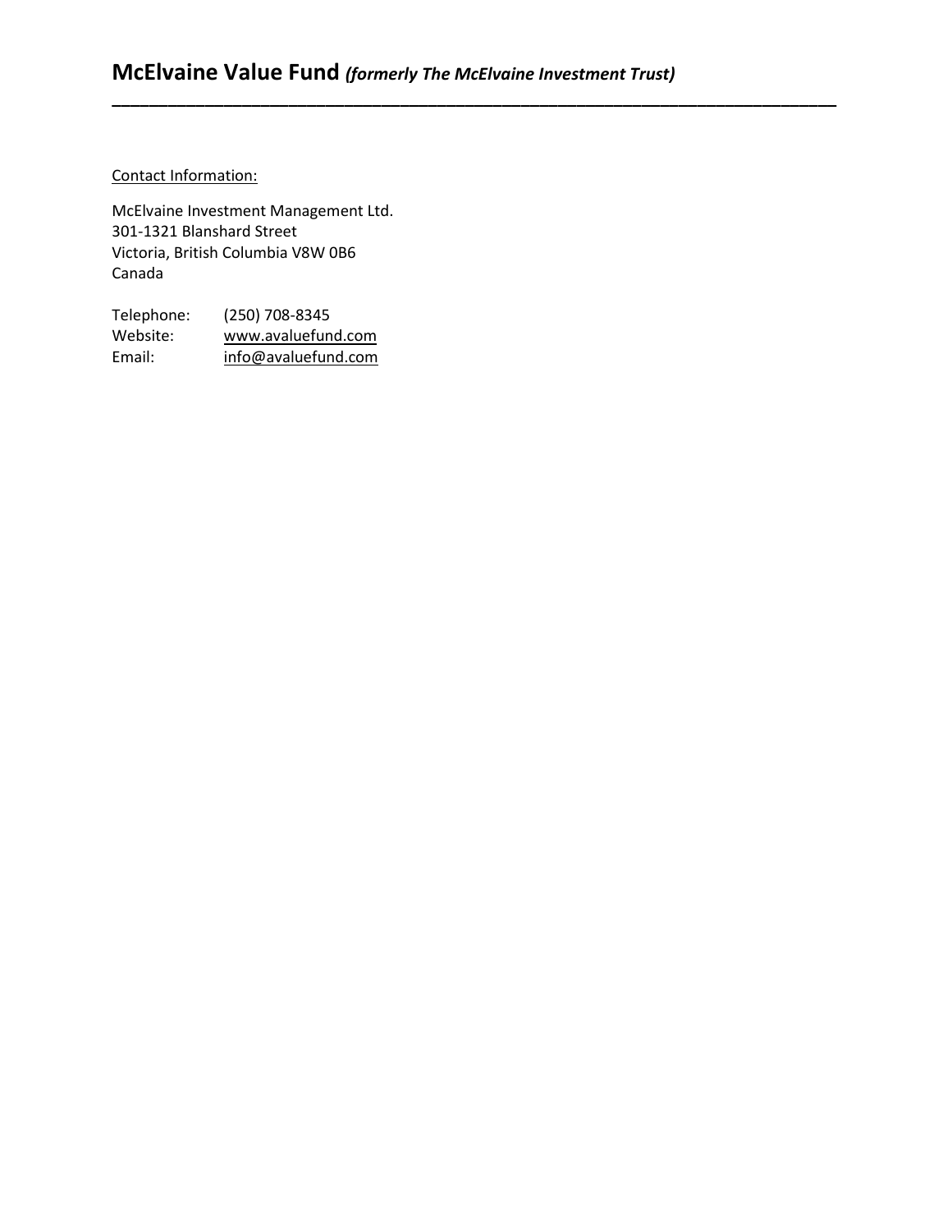Contact Information:

McElvaine Investment Management Ltd.
301-1321 Blanshard Street
Victoria, British Columbia V8W 0B6
Canada

| | |
|---|---|
| Telephone: | (250) 708-8345 |
| Website: | www.avaluefund.com |
| Email: | info@avaluefund.com |